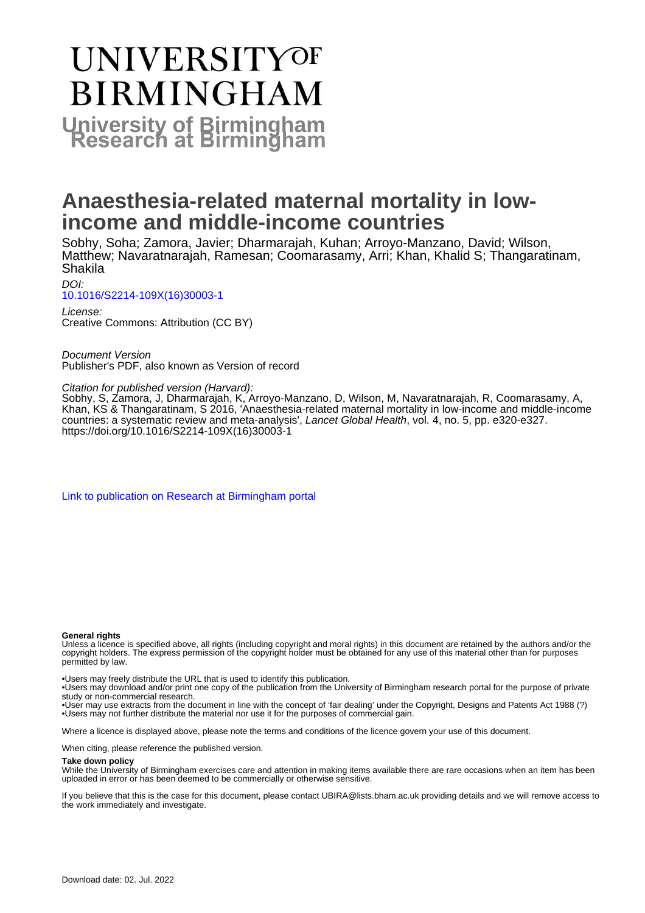# UNIVERSITY OF BIRMINGHAM

## University of Birmingham Research at Birmingham

# Anaesthesia-related maternal mortality in low-income and middle-income countries

Sobhy, Soha; Zamora, Javier; Dharmarajah, Kuhan; Arroyo-Manzano, David; Wilson, Matthew; Navaratnarajah, Ramesan; Coomarasamy, Arri; Khan, Khalid S; Thangaratinam, Shakila

*DOI:*
[10.1016/S2214-109X(16)30003-1](https://doi.org/10.1016/S2214-109X(16)30003-1)

*License:*
Creative Commons: Attribution (CC BY)

*Document Version*
Publisher's PDF, also known as Version of record

*Citation for published version (Harvard):*
Sobhy, S, Zamora, J, Dharmarajah, K, Arroyo-Manzano, D, Wilson, M, Navaratnarajah, R, Coomarasamy, A, Khan, KS & Thangaratinam, S 2016, 'Anaesthesia-related maternal mortality in low-income and middle-income countries: a systematic review and meta-analysis', *Lancet Global Health*, vol. 4, no. 5, pp. e320-e327. https://doi.org/10.1016/S2214-109X(16)30003-1

[Link to publication on Research at Birmingham portal]

**General rights**

Unless a licence is specified above, all rights (including copyright and moral rights) in this document are retained by the authors and/or the copyright holders. The express permission of the copyright holder must be obtained for any use of this material other than for purposes permitted by law.

•Users may freely distribute the URL that is used to identify this publication.
•Users may download and/or print one copy of the publication from the University of Birmingham research portal for the purpose of private study or non-commercial research.
•User may use extracts from the document in line with the concept of 'fair dealing' under the Copyright, Designs and Patents Act 1988 (?)
•Users may not further distribute the material nor use it for the purposes of commercial gain.

Where a licence is displayed above, please note the terms and conditions of the licence govern your use of this document.

When citing, please reference the published version.

**Take down policy**

While the University of Birmingham exercises care and attention in making items available there are rare occasions when an item has been uploaded in error or has been deemed to be commercially or otherwise sensitive.

If you believe that this is the case for this document, please contact UBIRA@lists.bham.ac.uk providing details and we will remove access to the work immediately and investigate.

Download date: 02. Jul. 2022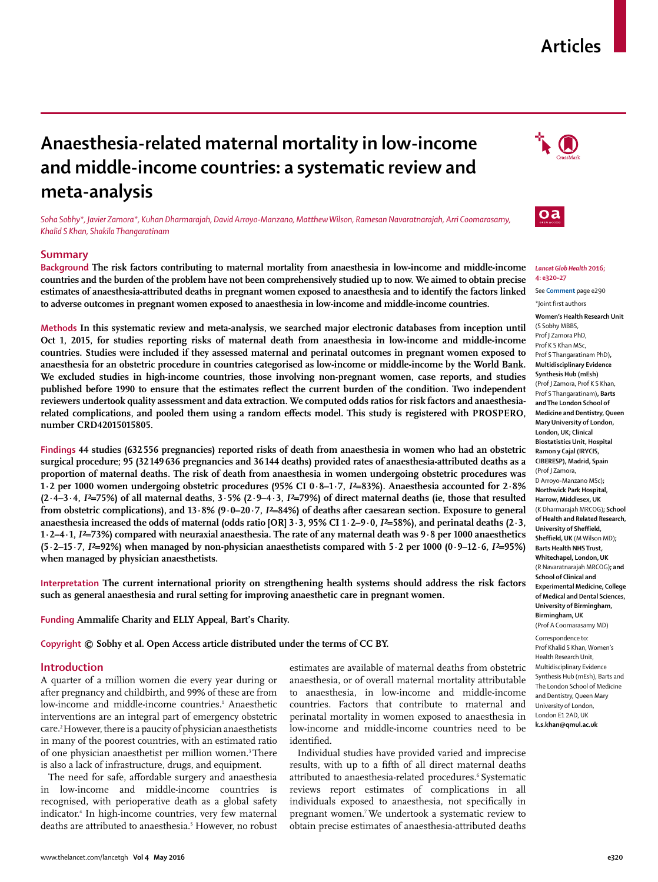# Anaesthesia-related maternal mortality in low-income and middle-income countries: a systematic review and meta-analysis

*Soha Sobhy\*, Javier Zamora\*, Kuhan Dharmarajah, David Arroyo-Manzano, Matthew Wilson, Ramesan Navaratnarajah, Arri Coomarasamy, Khalid S Khan, Shakila Thangaratinam*

## Summary

**Background** The risk factors contributing to maternal mortality from anaesthesia in low-income and middle-income countries and the burden of the problem have not been comprehensively studied up to now. We aimed to obtain precise estimates of anaesthesia-attributed deaths in pregnant women exposed to anaesthesia and to identify the factors linked to adverse outcomes in pregnant women exposed to anaesthesia in low-income and middle-income countries.

**Methods** In this systematic review and meta-analysis, we searched major electronic databases from inception until Oct 1, 2015, for studies reporting risks of maternal death from anaesthesia in low-income and middle-income countries. Studies were included if they assessed maternal and perinatal outcomes in pregnant women exposed to anaesthesia for an obstetric procedure in countries categorised as low-income or middle-income by the World Bank. We excluded studies in high-income countries, those involving non-pregnant women, case reports, and studies published before 1990 to ensure that the estimates reflect the current burden of the condition. Two independent reviewers undertook quality assessment and data extraction. We computed odds ratios for risk factors and anaesthesia-related complications, and pooled them using a random effects model. This study is registered with PROSPERO, number CRD42015015805.

**Findings** 44 studies (632 556 pregnancies) reported risks of death from anaesthesia in women who had an obstetric surgical procedure; 95 (32 149 636 pregnancies and 36 144 deaths) provided rates of anaesthesia-attributed deaths as a proportion of maternal deaths. The risk of death from anaesthesia in women undergoing obstetric procedures was 1·2 per 1000 women undergoing obstetric procedures (95% CI 0·8–1·7, $I^2$=83%). Anaesthesia accounted for 2·8% (2·4–3·4, $I^2$=75%) of all maternal deaths, 3·5% (2·9–4·3, $I^2$=79%) of direct maternal deaths (ie, those that resulted from obstetric complications), and 13·8% (9·0–20·7, $I^2$=84%) of deaths after caesarean section. Exposure to general anaesthesia increased the odds of maternal (odds ratio [OR] 3·3, 95% CI 1·2–9·0, $I^2$=58%), and perinatal deaths (2·3, 1·2–4·1, $I^2$=73%) compared with neuraxial anaesthesia. The rate of any maternal death was 9·8 per 1000 anaesthetics (5·2–15·7, $I^2$=92%) when managed by non-physician anaesthetists compared with 5·2 per 1000 (0·9–12·6, $I^2$=95%) when managed by physician anaesthetists.

**Interpretation** The current international priority on strengthening health systems should address the risk factors such as general anaesthesia and rural setting for improving anaesthetic care in pregnant women.

**Funding** Ammalife Charity and ELLY Appeal, Bart's Charity.

**Copyright** © Sobhy et al. Open Access article distributed under the terms of CC BY.

*Lancet Glob Health* 2016; 4: e320–27

See **Comment** page e290

\*Joint first authors

**Women's Health Research Unit** (S Sobhy MBBS, Prof J Zamora PhD, Prof K S Khan MSc, Prof S Thangaratinam PhD), **Multidisciplinary Evidence Synthesis Hub (mEsh)** (Prof J Zamora, Prof K S Khan, Prof S Thangaratinam), **Barts and The London School of Medicine and Dentistry, Queen Mary University of London, London, UK; Clinical Biostatistics Unit, Hospital Ramon y Cajal (IRYCIS, CIBERESP), Madrid, Spain** (Prof J Zamora, D Arroyo-Manzano MSc); **Northwick Park Hospital, Harrow, Middlesex, UK** (K Dharmarajah MRCOG); **School of Health and Related Research, University of Sheffield, Sheffield, UK** (M Wilson MD); **Barts Health NHS Trust, Whitechapel, London, UK** (R Navaratnarajah MRCOG); **and School of Clinical and Experimental Medicine, College of Medical and Dental Sciences, University of Birmingham, Birmingham, UK** (Prof A Coomarasamy MD)

Correspondence to: Prof Khalid S Khan, Women's Health Research Unit, Multidisciplinary Evidence Synthesis Hub (mEsh), Barts and The London School of Medicine and Dentistry, Queen Mary University of London, London E1 2AD, UK **k.s.khan@qmul.ac.uk**

## Introduction

A quarter of a million women die every year during or after pregnancy and childbirth, and 99% of these are from low-income and middle-income countries.[1] Anaesthetic interventions are an integral part of emergency obstetric care.[2] However, there is a paucity of physician anaesthetists in many of the poorest countries, with an estimated ratio of one physician anaesthetist per million women.[3] There is also a lack of infrastructure, drugs, and equipment.

The need for safe, affordable surgery and anaesthesia in low-income and middle-income countries is recognised, with perioperative death as a global safety indicator.[4] In high-income countries, very few maternal deaths are attributed to anaesthesia.[5] However, no robust estimates are available of maternal deaths from obstetric anaesthesia, or of overall maternal mortality attributable to anaesthesia, in low-income and middle-income countries. Factors that contribute to maternal and perinatal mortality in women exposed to anaesthesia in low-income and middle-income countries need to be identified.

Individual studies have provided varied and imprecise results, with up to a fifth of all direct maternal deaths attributed to anaesthesia-related procedures.[6] Systematic reviews report estimates of complications in all individuals exposed to anaesthesia, not specifically in pregnant women.[7] We undertook a systematic review to obtain precise estimates of anaesthesia-attributed deaths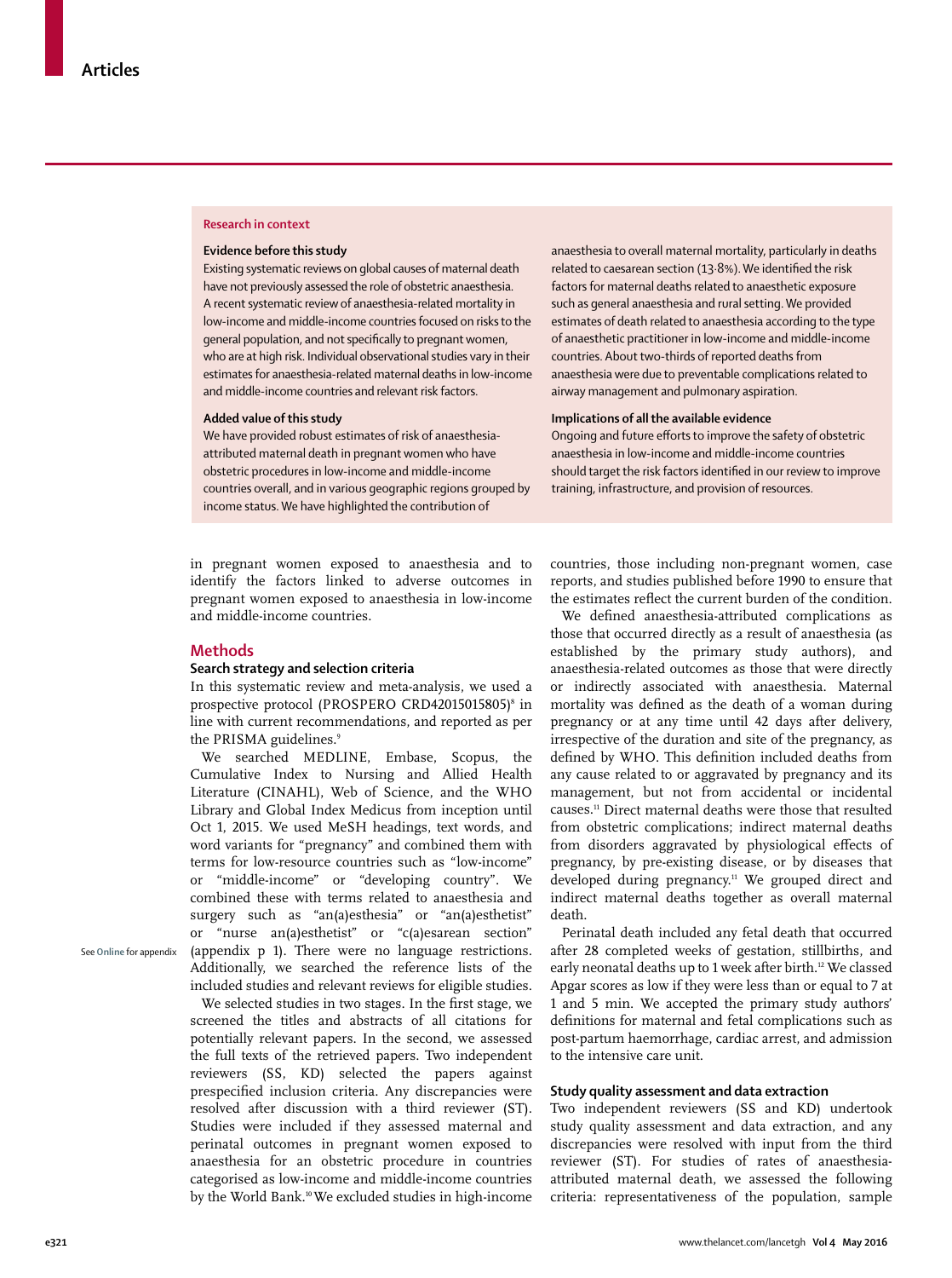## Research in context

### Evidence before this study

Existing systematic reviews on global causes of maternal death have not previously assessed the role of obstetric anaesthesia. A recent systematic review of anaesthesia-related mortality in low-income and middle-income countries focused on risks to the general population, and not specifically to pregnant women, who are at high risk. Individual observational studies vary in their estimates for anaesthesia-related maternal deaths in low-income and middle-income countries and relevant risk factors.

### Added value of this study

We have provided robust estimates of risk of anaesthesia-attributed maternal death in pregnant women who have obstetric procedures in low-income and middle-income countries overall, and in various geographic regions grouped by income status. We have highlighted the contribution of anaesthesia to overall maternal mortality, particularly in deaths related to caesarean section (13·8%). We identified the risk factors for maternal deaths related to anaesthetic exposure such as general anaesthesia and rural setting. We provided estimates of death related to anaesthesia according to the type of anaesthetic practitioner in low-income and middle-income countries. About two-thirds of reported deaths from anaesthesia were due to preventable complications related to airway management and pulmonary aspiration.

### Implications of all the available evidence

Ongoing and future efforts to improve the safety of obstetric anaesthesia in low-income and middle-income countries should target the risk factors identified in our review to improve training, infrastructure, and provision of resources.

in pregnant women exposed to anaesthesia and to identify the factors linked to adverse outcomes in pregnant women exposed to anaesthesia in low-income and middle-income countries.

## Methods

### Search strategy and selection criteria

In this systematic review and meta-analysis, we used a prospective protocol (PROSPERO CRD42015015805)[8] in line with current recommendations, and reported as per the PRISMA guidelines.[9]

We searched MEDLINE, Embase, Scopus, the Cumulative Index to Nursing and Allied Health Literature (CINAHL), Web of Science, and the WHO Library and Global Index Medicus from inception until Oct 1, 2015. We used MeSH headings, text words, and word variants for "pregnancy" and combined them with terms for low-resource countries such as "low-income" or "middle-income" or "developing country". We combined these with terms related to anaesthesia and surgery such as "an(a)esthesia" or "an(a)esthetist" or "nurse an(a)esthetist" or "c(a)esarean section" (appendix p 1). There were no language restrictions. Additionally, we searched the reference lists of the included studies and relevant reviews for eligible studies.

See **Online** for appendix

We selected studies in two stages. In the first stage, we screened the titles and abstracts of all citations for potentially relevant papers. In the second, we assessed the full texts of the retrieved papers. Two independent reviewers (SS, KD) selected the papers against prespecified inclusion criteria. Any discrepancies were resolved after discussion with a third reviewer (ST). Studies were included if they assessed maternal and perinatal outcomes in pregnant women exposed to anaesthesia for an obstetric procedure in countries categorised as low-income and middle-income countries by the World Bank.[10] We excluded studies in high-income countries, those including non-pregnant women, case reports, and studies published before 1990 to ensure that the estimates reflect the current burden of the condition.

We defined anaesthesia-attributed complications as those that occurred directly as a result of anaesthesia (as established by the primary study authors), and anaesthesia-related outcomes as those that were directly or indirectly associated with anaesthesia. Maternal mortality was defined as the death of a woman during pregnancy or at any time until 42 days after delivery, irrespective of the duration and site of the pregnancy, as defined by WHO. This definition included deaths from any cause related to or aggravated by pregnancy and its management, but not from accidental or incidental causes.[11] Direct maternal deaths were those that resulted from obstetric complications; indirect maternal deaths from disorders aggravated by physiological effects of pregnancy, by pre-existing disease, or by diseases that developed during pregnancy.[11] We grouped direct and indirect maternal deaths together as overall maternal death.

Perinatal death included any fetal death that occurred after 28 completed weeks of gestation, stillbirths, and early neonatal deaths up to 1 week after birth.[12] We classed Apgar scores as low if they were less than or equal to 7 at 1 and 5 min. We accepted the primary study authors' definitions for maternal and fetal complications such as post-partum haemorrhage, cardiac arrest, and admission to the intensive care unit.

### Study quality assessment and data extraction

Two independent reviewers (SS and KD) undertook study quality assessment and data extraction, and any discrepancies were resolved with input from the third reviewer (ST). For studies of rates of anaesthesia-attributed maternal death, we assessed the following criteria: representativeness of the population, sample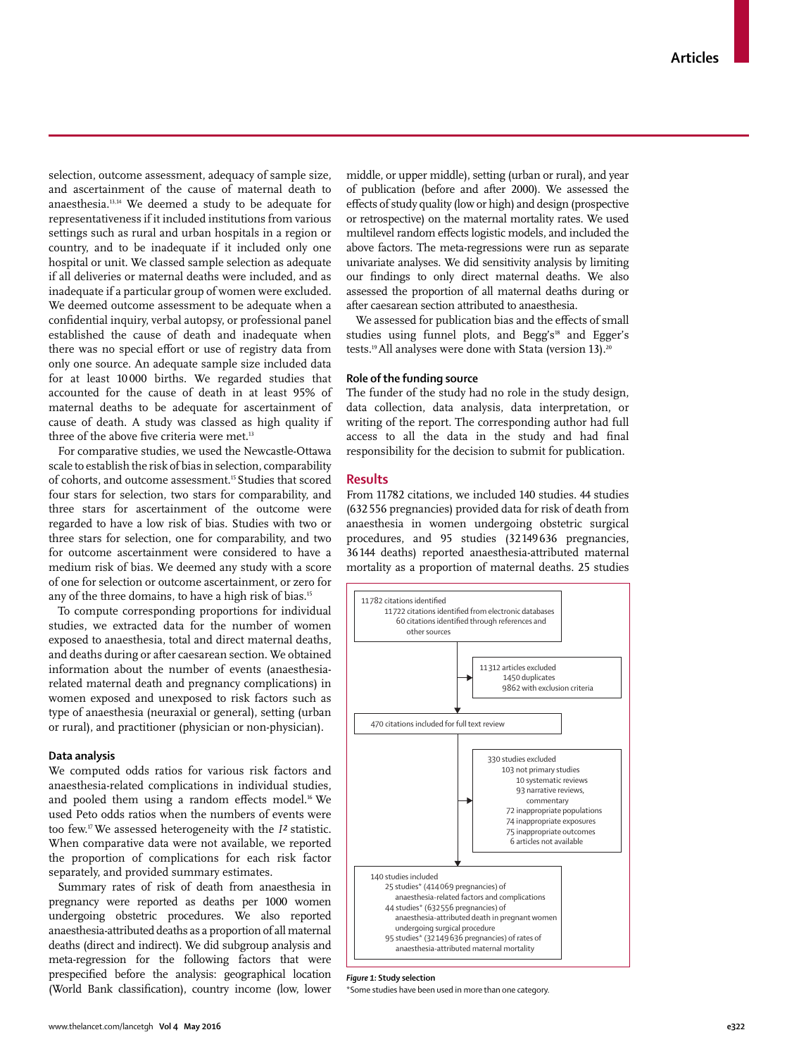selection, outcome assessment, adequacy of sample size, and ascertainment of the cause of maternal death to anaesthesia.[13,14] We deemed a study to be adequate for representativeness if it included institutions from various settings such as rural and urban hospitals in a region or country, and to be inadequate if it included only one hospital or unit. We classed sample selection as adequate if all deliveries or maternal deaths were included, and as inadequate if a particular group of women were excluded. We deemed outcome assessment to be adequate when a confidential inquiry, verbal autopsy, or professional panel established the cause of death and inadequate when there was no special effort or use of registry data from only one source. An adequate sample size included data for at least 10 000 births. We regarded studies that accounted for the cause of death in at least 95% of maternal deaths to be adequate for ascertainment of cause of death. A study was classed as high quality if three of the above five criteria were met.[13]

For comparative studies, we used the Newcastle-Ottawa scale to establish the risk of bias in selection, comparability of cohorts, and outcome assessment.[15] Studies that scored four stars for selection, two stars for comparability, and three stars for ascertainment of the outcome were regarded to have a low risk of bias. Studies with two or three stars for selection, one for comparability, and two for outcome ascertainment were considered to have a medium risk of bias. We deemed any study with a score of one for selection or outcome ascertainment, or zero for any of the three domains, to have a high risk of bias.[15]

To compute corresponding proportions for individual studies, we extracted data for the number of women exposed to anaesthesia, total and direct maternal deaths, and deaths during or after caesarean section. We obtained information about the number of events (anaesthesia-related maternal death and pregnancy complications) in women exposed and unexposed to risk factors such as type of anaesthesia (neuraxial or general), setting (urban or rural), and practitioner (physician or non-physician).

### Data analysis

We computed odds ratios for various risk factors and anaesthesia-related complications in individual studies, and pooled them using a random effects model.[16] We used Peto odds ratios when the numbers of events were too few.[17] We assessed heterogeneity with the $I^2$ statistic. When comparative data were not available, we reported the proportion of complications for each risk factor separately, and provided summary estimates.

Summary rates of risk of death from anaesthesia in pregnancy were reported as deaths per 1000 women undergoing obstetric procedures. We also reported anaesthesia-attributed deaths as a proportion of all maternal deaths (direct and indirect). We did subgroup analysis and meta-regression for the following factors that were prespecified before the analysis: geographical location (World Bank classification), country income (low, lower middle, or upper middle), setting (urban or rural), and year of publication (before and after 2000). We assessed the effects of study quality (low or high) and design (prospective or retrospective) on the maternal mortality rates. We used multilevel random effects logistic models, and included the above factors. The meta-regressions were run as separate univariate analyses. We did sensitivity analysis by limiting our findings to only direct maternal deaths. We also assessed the proportion of all maternal deaths during or after caesarean section attributed to anaesthesia.

We assessed for publication bias and the effects of small studies using funnel plots, and Begg's[18] and Egger's tests.[19] All analyses were done with Stata (version 13).[20]

### Role of the funding source

The funder of the study had no role in the study design, data collection, data analysis, data interpretation, or writing of the report. The corresponding author had full access to all the data in the study and had final responsibility for the decision to submit for publication.

## Results

From 11 782 citations, we included 140 studies. 44 studies (632 556 pregnancies) provided data for risk of death from anaesthesia in women undergoing obstetric surgical procedures, and 95 studies (32 149 636 pregnancies, 36 144 deaths) reported anaesthesia-attributed maternal mortality as a proportion of maternal deaths. 25 studies

11 782 citations identified
- 11 722 citations identified from electronic databases
- 60 citations identified through references and other sources

11 312 articles excluded
- 1450 duplicates
- 9862 with exclusion criteria

470 citations included for full text review

330 studies excluded
- 103 not primary studies
  - 10 systematic reviews
  - 93 narrative reviews, commentary
- 72 inappropriate populations
- 74 inappropriate exposures
- 75 inappropriate outcomes
- 6 articles not available

140 studies included
- 25 studies* (414 069 pregnancies) of anaesthesia-related factors and complications
- 44 studies* (632 556 pregnancies) of anaesthesia-attributed death in pregnant women undergoing surgical procedure
- 95 studies* (32 149 636 pregnancies) of rates of anaesthesia-attributed maternal mortality

*Figure 1:* **Study selection**

*Some studies have been used in more than one category.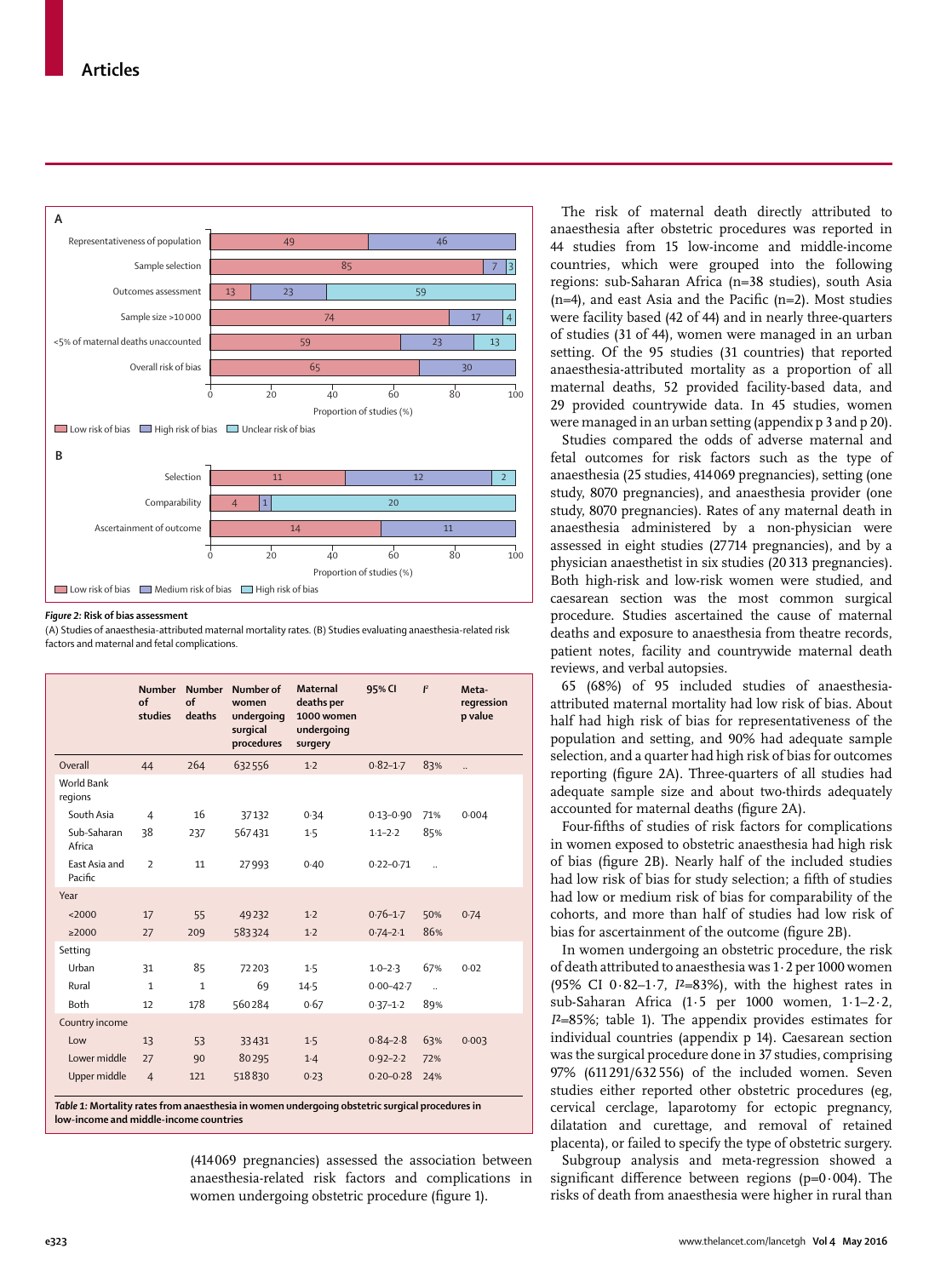Figure 2: Risk of bias assessment

(A) Studies of anaesthesia-attributed maternal mortality rates. (B) Studies evaluating anaesthesia-related risk factors and maternal and fetal complications.

| | Number of studies | Number of deaths | Number of women undergoing surgical procedures | Maternal deaths per 1000 women undergoing surgery | 95% CI | $I^2$ | Meta-regression p value |
|---|---|---|---|---|---|---|---|
| Overall | 44 | 264 | 632 556 | 1·2 | 0·82–1·7 | 83% | .. |
| World Bank regions | | | | | | | |
| South Asia | 4 | 16 | 37 132 | 0·34 | 0·13–0·90 | 71% | 0·004 |
| Sub-Saharan Africa | 38 | 237 | 567 431 | 1·5 | 1·1–2·2 | 85% | |
| East Asia and Pacific | 2 | 11 | 27 993 | 0·40 | 0·22–0·71 | .. | |
| Year | | | | | | | |
| <2000 | 17 | 55 | 49 232 | 1·2 | 0·76–1·7 | 50% | 0·74 |
| ≥2000 | 27 | 209 | 583 324 | 1·2 | 0·74–2·1 | 86% | |
| Setting | | | | | | | |
| Urban | 31 | 85 | 72 203 | 1·5 | 1·0–2·3 | 67% | 0·02 |
| Rural | 1 | 1 | 69 | 14·5 | 0·00–42·7 | .. | |
| Both | 12 | 178 | 560 284 | 0·67 | 0·37–1·2 | 89% | |
| Country income | | | | | | | |
| Low | 13 | 53 | 33 431 | 1·5 | 0·84–2·8 | 63% | 0·003 |
| Lower middle | 27 | 90 | 80 295 | 1·4 | 0·92–2·2 | 72% | |
| Upper middle | 4 | 121 | 518 830 | 0·23 | 0·20–0·28 | 24% | |

**Table 1: Mortality rates from anaesthesia in women undergoing obstetric surgical procedures in low-income and middle-income countries**

(414 069 pregnancies) assessed the association between anaesthesia-related risk factors and complications in women undergoing obstetric procedure (figure 1).

The risk of maternal death directly attributed to anaesthesia after obstetric procedures was reported in 44 studies from 15 low-income and middle-income countries, which were grouped into the following regions: sub-Saharan Africa (n=38 studies), south Asia (n=4), and east Asia and the Pacific (n=2). Most studies were facility based (42 of 44) and in nearly three-quarters of studies (31 of 44), women were managed in an urban setting. Of the 95 studies (31 countries) that reported anaesthesia-attributed mortality as a proportion of all maternal deaths, 52 provided facility-based data, and 29 provided countrywide data. In 45 studies, women were managed in an urban setting (appendix p 3 and p 20).

Studies compared the odds of adverse maternal and fetal outcomes for risk factors such as the type of anaesthesia (25 studies, 414 069 pregnancies), setting (one study, 8070 pregnancies), and anaesthesia provider (one study, 8070 pregnancies). Rates of any maternal death in anaesthesia administered by a non-physician were assessed in eight studies (27 714 pregnancies), and by a physician anaesthetist in six studies (20 313 pregnancies). Both high-risk and low-risk women were studied, and caesarean section was the most common surgical procedure. Studies ascertained the cause of maternal deaths and exposure to anaesthesia from theatre records, patient notes, facility and countrywide maternal death reviews, and verbal autopsies.

65 (68%) of 95 included studies of anaesthesia-attributed maternal mortality had low risk of bias. About half had high risk of bias for representativeness of the population and setting, and 90% had adequate sample selection, and a quarter had high risk of bias for outcomes reporting (figure 2A). Three-quarters of all studies had adequate sample size and about two-thirds adequately accounted for maternal deaths (figure 2A).

Four-fifths of studies of risk factors for complications in women exposed to obstetric anaesthesia had high risk of bias (figure 2B). Nearly half of the included studies had low risk of bias for study selection; a fifth of studies had low or medium risk of bias for comparability of the cohorts, and more than half of studies had low risk of bias for ascertainment of the outcome (figure 2B).

In women undergoing an obstetric procedure, the risk of death attributed to anaesthesia was 1·2 per 1000 women (95% CI 0·82–1·7, $I^2$=83%), with the highest rates in sub-Saharan Africa (1·5 per 1000 women, 1·1–2·2, $I^2$=85%; table 1). The appendix provides estimates for individual countries (appendix p 14). Caesarean section was the surgical procedure done in 37 studies, comprising 97% (611 291/632 556) of the included women. Seven studies either reported other obstetric procedures (eg, cervical cerclage, laparotomy for ectopic pregnancy, dilatation and curettage, and removal of retained placenta), or failed to specify the type of obstetric surgery.

Subgroup analysis and meta-regression showed a significant difference between regions (p=0·004). The risks of death from anaesthesia were higher in rural than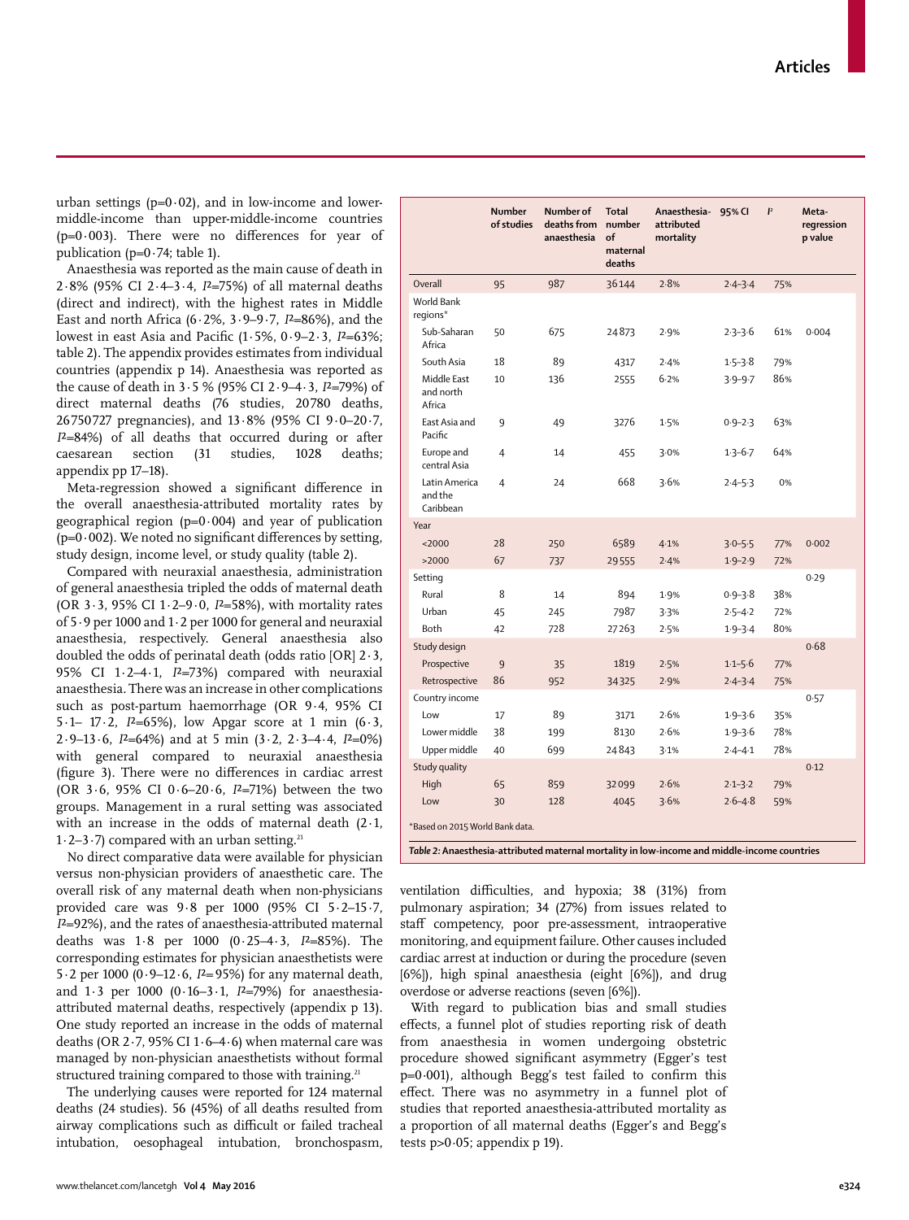urban settings (p=0·02), and in low-income and lower-middle-income than upper-middle-income countries (p=0·003). There were no differences for year of publication (p=0·74; table 1).

Anaesthesia was reported as the main cause of death in 2·8% (95% CI 2·4–3·4, $I^2$=75%) of all maternal deaths (direct and indirect), with the highest rates in Middle East and north Africa (6·2%, 3·9–9·7, $I^2$=86%), and the lowest in east Asia and Pacific (1·5%, 0·9–2·3, $I^2$=63%; table 2). The appendix provides estimates from individual countries (appendix p 14). Anaesthesia was reported as the cause of death in 3·5 % (95% CI 2·9–4·3, $I^2$=79%) of direct maternal deaths (76 studies, 20780 deaths, 26750727 pregnancies), and 13·8% (95% CI 9·0–20·7, $I^2$=84%) of all deaths that occurred during or after caesarean section (31 studies, 1028 deaths; appendix pp 17–18).

Meta-regression showed a significant difference in the overall anaesthesia-attributed mortality rates by geographical region (p=0·004) and year of publication (p=0·002). We noted no significant differences by setting, study design, income level, or study quality (table 2).

Compared with neuraxial anaesthesia, administration of general anaesthesia tripled the odds of maternal death (OR 3·3, 95% CI 1·2–9·0, $I^2$=58%), with mortality rates of 5·9 per 1000 and 1·2 per 1000 for general and neuraxial anaesthesia, respectively. General anaesthesia also doubled the odds of perinatal death (odds ratio [OR] 2·3, 95% CI 1·2–4·1, $I^2$=73%) compared with neuraxial anaesthesia. There was an increase in other complications such as post-partum haemorrhage (OR 9·4, 95% CI 5·1– 17·2, $I^2$=65%), low Apgar score at 1 min (6·3, 2·9–13·6, $I^2$=64%) and at 5 min (3·2, 2·3–4·4, $I^2$=0%) with general compared to neuraxial anaesthesia (figure 3). There were no differences in cardiac arrest (OR 3·6, 95% CI 0·6–20·6, $I^2$=71%) between the two groups. Management in a rural setting was associated with an increase in the odds of maternal death (2·1, 1·2–3·7) compared with an urban setting.[21]

No direct comparative data were available for physician versus non-physician providers of anaesthetic care. The overall risk of any maternal death when non-physicians provided care was 9·8 per 1000 (95% CI 5·2–15·7, $I^2$=92%), and the rates of anaesthesia-attributed maternal deaths was 1·8 per 1000 (0·25–4·3, $I^2$=85%). The corresponding estimates for physician anaesthetists were 5·2 per 1000 (0·9–12·6, $I^2$= 95%) for any maternal death, and 1·3 per 1000 (0·16–3·1, $I^2$=79%) for anaesthesia-attributed maternal deaths, respectively (appendix p 13). One study reported an increase in the odds of maternal deaths (OR 2·7, 95% CI 1·6–4·6) when maternal care was managed by non-physician anaesthetists without formal structured training compared to those with training.[21]

The underlying causes were reported for 124 maternal deaths (24 studies). 56 (45%) of all deaths resulted from airway complications such as difficult or failed tracheal intubation, oesophageal intubation, bronchospasm, ventilation difficulties, and hypoxia; 38 (31%) from pulmonary aspiration; 34 (27%) from issues related to staff competency, poor pre-assessment, intraoperative monitoring, and equipment failure. Other causes included cardiac arrest at induction or during the procedure (seven [6%]), high spinal anaesthesia (eight [6%]), and drug overdose or adverse reactions (seven [6%]).

With regard to publication bias and small studies effects, a funnel plot of studies reporting risk of death from anaesthesia in women undergoing obstetric procedure showed significant asymmetry (Egger's test p=0·001), although Begg's test failed to confirm this effect. There was no asymmetry in a funnel plot of studies that reported anaesthesia-attributed mortality as a proportion of all maternal deaths (Egger's and Begg's tests p>0·05; appendix p 19).

| | Number of studies | Number of deaths from anaesthesia | Total number of maternal deaths | Anaesthesia-attributed mortality | 95% CI | $I^2$ | Meta-regression p value |
|---|---|---|---|---|---|---|---|
| Overall | 95 | 987 | 36144 | 2·8% | 2·4–3·4 | 75% | |
| World Bank regions* | | | | | | | |
| Sub-Saharan Africa | 50 | 675 | 24873 | 2·9% | 2·3–3·6 | 61% | 0·004 |
| South Asia | 18 | 89 | 4317 | 2·4% | 1·5–3·8 | 79% | |
| Middle East and north Africa | 10 | 136 | 2555 | 6·2% | 3·9–9·7 | 86% | |
| East Asia and Pacific | 9 | 49 | 3276 | 1·5% | 0·9–2·3 | 63% | |
| Europe and central Asia | 4 | 14 | 455 | 3·0% | 1·3–6·7 | 64% | |
| Latin America and the Caribbean | 4 | 24 | 668 | 3·6% | 2·4–5·3 | 0% | |
| Year | | | | | | | |
| <2000 | 28 | 250 | 6589 | 4·1% | 3·0–5·5 | 77% | 0·002 |
| >2000 | 67 | 737 | 29555 | 2·4% | 1·9–2·9 | 72% | |
| Setting | | | | | | | 0·29 |
| Rural | 8 | 14 | 894 | 1·9% | 0·9–3·8 | 38% | |
| Urban | 45 | 245 | 7987 | 3·3% | 2·5–4·2 | 72% | |
| Both | 42 | 728 | 27263 | 2·5% | 1·9–3·4 | 80% | |
| Study design | | | | | | | 0·68 |
| Prospective | 9 | 35 | 1819 | 2·5% | 1·1–5·6 | 77% | |
| Retrospective | 86 | 952 | 34325 | 2·9% | 2·4–3·4 | 75% | |
| Country income | | | | | | | 0·57 |
| Low | 17 | 89 | 3171 | 2·6% | 1·9–3·6 | 35% | |
| Lower middle | 38 | 199 | 8130 | 2·6% | 1·9–3·6 | 78% | |
| Upper middle | 40 | 699 | 24843 | 3·1% | 2·4–4·1 | 78% | |
| Study quality | | | | | | | 0·12 |
| High | 65 | 859 | 32099 | 2·6% | 2·1–3·2 | 79% | |
| Low | 30 | 128 | 4045 | 3·6% | 2·6–4·8 | 59% | |

*Based on 2015 World Bank data.

*Table 2:* **Anaesthesia-attributed maternal mortality in low-income and middle-income countries**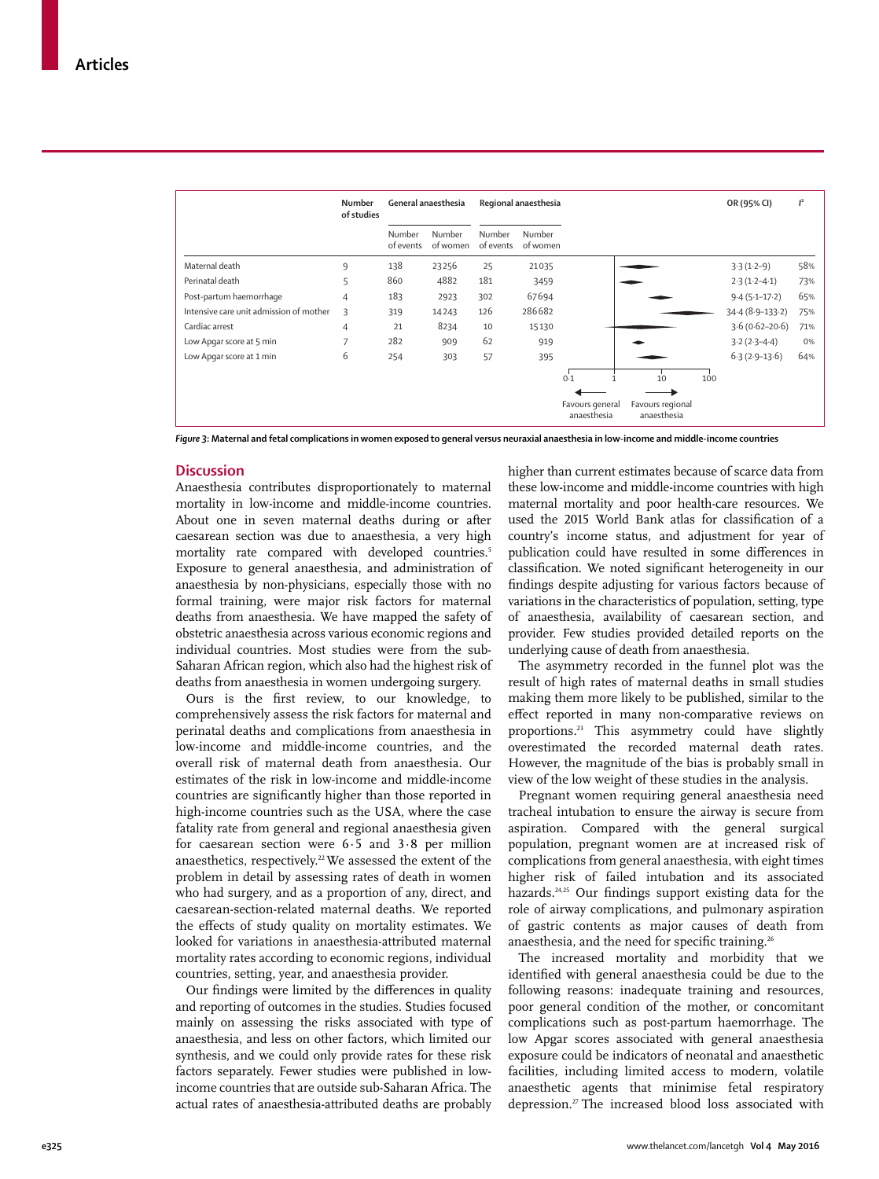| | Number of studies | General anaesthesia | | Regional anaesthesia | | OR (95% CI) | $I^2$ |
|---|---|---|---|---|---|---|---|
| | | Number of events | Number of women | Number of events | Number of women | | |
| Maternal death | 9 | 138 | 23256 | 25 | 21035 | 3·3 (1·2–9) | 58% |
| Perinatal death | 5 | 860 | 4882 | 181 | 3459 | 2·3 (1·2–4·1) | 73% |
| Post-partum haemorrhage | 4 | 183 | 2923 | 302 | 67694 | 9·4 (5·1–17·2) | 65% |
| Intensive care unit admission of mother | 3 | 319 | 14243 | 126 | 286682 | 34·4 (8·9–133·2) | 75% |
| Cardiac arrest | 4 | 21 | 8234 | 10 | 15130 | 3·6 (0·62–20·6) | 71% |
| Low Apgar score at 5 min | 7 | 282 | 909 | 62 | 919 | 3·2 (2·3–4·4) | 0% |
| Low Apgar score at 1 min | 6 | 254 | 303 | 57 | 395 | 6·3 (2·9–13·6) | 64% |

*Figure 3*: **Maternal and fetal complications in women exposed to general versus neuraxial anaesthesia in low-income and middle-income countries**

## Discussion

Anaesthesia contributes disproportionately to maternal mortality in low-income and middle-income countries. About one in seven maternal deaths during or after caesarean section was due to anaesthesia, a very high mortality rate compared with developed countries.[5] Exposure to general anaesthesia, and administration of anaesthesia by non-physicians, especially those with no formal training, were major risk factors for maternal deaths from anaesthesia. We have mapped the safety of obstetric anaesthesia across various economic regions and individual countries. Most studies were from the sub-Saharan African region, which also had the highest risk of deaths from anaesthesia in women undergoing surgery.

Ours is the first review, to our knowledge, to comprehensively assess the risk factors for maternal and perinatal deaths and complications from anaesthesia in low-income and middle-income countries, and the overall risk of maternal death from anaesthesia. Our estimates of the risk in low-income and middle-income countries are significantly higher than those reported in high-income countries such as the USA, where the case fatality rate from general and regional anaesthesia given for caesarean section were 6·5 and 3·8 per million anaesthetics, respectively.[22] We assessed the extent of the problem in detail by assessing rates of death in women who had surgery, and as a proportion of any, direct, and caesarean-section-related maternal deaths. We reported the effects of study quality on mortality estimates. We looked for variations in anaesthesia-attributed maternal mortality rates according to economic regions, individual countries, setting, year, and anaesthesia provider.

Our findings were limited by the differences in quality and reporting of outcomes in the studies. Studies focused mainly on assessing the risks associated with type of anaesthesia, and less on other factors, which limited our synthesis, and we could only provide rates for these risk factors separately. Fewer studies were published in low-income countries that are outside sub-Saharan Africa. The actual rates of anaesthesia-attributed deaths are probably higher than current estimates because of scarce data from these low-income and middle-income countries with high maternal mortality and poor health-care resources. We used the 2015 World Bank atlas for classification of a country's income status, and adjustment for year of publication could have resulted in some differences in classification. We noted significant heterogeneity in our findings despite adjusting for various factors because of variations in the characteristics of population, setting, type of anaesthesia, availability of caesarean section, and provider. Few studies provided detailed reports on the underlying cause of death from anaesthesia.

The asymmetry recorded in the funnel plot was the result of high rates of maternal deaths in small studies making them more likely to be published, similar to the effect reported in many non-comparative reviews on proportions.[23] This asymmetry could have slightly overestimated the recorded maternal death rates. However, the magnitude of the bias is probably small in view of the low weight of these studies in the analysis.

Pregnant women requiring general anaesthesia need tracheal intubation to ensure the airway is secure from aspiration. Compared with the general surgical population, pregnant women are at increased risk of complications from general anaesthesia, with eight times higher risk of failed intubation and its associated hazards.[24,25] Our findings support existing data for the role of airway complications, and pulmonary aspiration of gastric contents as major causes of death from anaesthesia, and the need for specific training.[26]

The increased mortality and morbidity that we identified with general anaesthesia could be due to the following reasons: inadequate training and resources, poor general condition of the mother, or concomitant complications such as post-partum haemorrhage. The low Apgar scores associated with general anaesthesia exposure could be indicators of neonatal and anaesthetic facilities, including limited access to modern, volatile anaesthetic agents that minimise fetal respiratory depression.[27] The increased blood loss associated with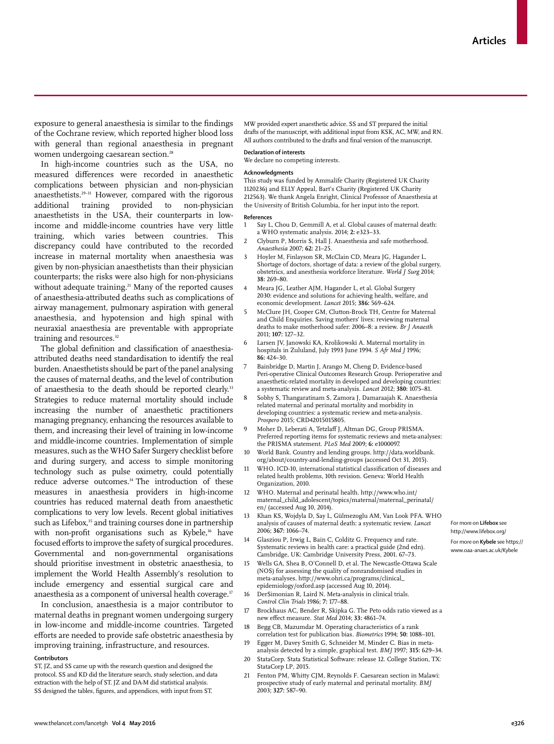exposure to general anaesthesia is similar to the findings of the Cochrane review, which reported higher blood loss with general than regional anaesthesia in pregnant women undergoing caesarean section.[28]

In high-income countries such as the USA, no measured differences were recorded in anaesthetic complications between physician and non-physician anaesthetists.[29–31] However, compared with the rigorous additional training provided to non-physician anaesthetists in the USA, their counterparts in low-income and middle-income countries have very little training, which varies between countries. This discrepancy could have contributed to the recorded increase in maternal mortality when anaesthesia was given by non-physician anaesthetists than their physician counterparts; the risks were also high for non-physicians without adequate training.[21] Many of the reported causes of anaesthesia-attributed deaths such as complications of airway management, pulmonary aspiration with general anaesthesia, and hypotension and high spinal with neuraxial anaesthesia are preventable with appropriate training and resources.[32]

The global definition and classification of anaesthesia-attributed deaths need standardisation to identify the real burden. Anaesthetists should be part of the panel analysing the causes of maternal deaths, and the level of contribution of anaesthesia to the death should be reported clearly.[33] Strategies to reduce maternal mortality should include increasing the number of anaesthetic practitioners managing pregnancy, enhancing the resources available to them, and increasing their level of training in low-income and middle-income countries. Implementation of simple measures, such as the WHO Safer Surgery checklist before and during surgery, and access to simple monitoring technology such as pulse oximetry, could potentially reduce adverse outcomes.[34] The introduction of these measures in anaesthesia providers in high-income countries has reduced maternal death from anaesthetic complications to very low levels. Recent global initiatives such as Lifebox,[35] and training courses done in partnership with non-profit organisations such as Kybele,[36] have focused efforts to improve the safety of surgical procedures. Governmental and non-governmental organisations should prioritise investment in obstetric anaesthesia, to implement the World Health Assembly's resolution to include emergency and essential surgical care and anaesthesia as a component of universal health coverage.[37]

In conclusion, anaesthesia is a major contributor to maternal deaths in pregnant women undergoing surgery in low-income and middle-income countries. Targeted efforts are needed to provide safe obstetric anaesthesia by improving training, infrastructure, and resources.

For more on **Lifebox** see http://www.lifebox.org/

For more on **Kybele** see https://www.oaa-anaes.ac.uk/Kybele

#### Contributors

ST, JZ, and SS came up with the research question and designed the protocol. SS and KD did the literature search, study selection, and data extraction with the help of ST. JZ and DA-M did statistical analysis. SS designed the tables, figures, and appendices, with input from ST. MW provided expert anaesthetic advice. SS and ST prepared the initial drafts of the manuscript, with additional input from KSK, AC, MW, and RN. All authors contributed to the drafts and final version of the manuscript.

#### Declaration of interests

We declare no competing interests.

#### Acknowledgments

This study was funded by Ammalife Charity (Registered UK Charity 1120236) and ELLY Appeal, Bart's Charity (Registered UK Charity 212563). We thank Angela Enright, Clinical Professor of Anaesthesia at the University of British Columbia, for her input into the report.

#### References

1. Say L, Chou D, Gemmill A, et al. Global causes of maternal death: a WHO systematic analysis. 2014; **2:** e323–33.
2. Clyburn P, Morris S, Hall J. Anaesthesia and safe motherhood. *Anaesthesia* 2007; **62:** 21–25.
3. Hoyler M, Finlayson SR, McClain CD, Meara JG, Hagander L. Shortage of doctors, shortage of data: a review of the global surgery, obstetrics, and anesthesia workforce literature. *World J Surg* 2014; **38:** 269–80.
4. Meara JG, Leather AJM, Hagander L, et al. Global Surgery 2030: evidence and solutions for achieving health, welfare, and economic development. *Lancet* 2015; **386:** 569–624.
5. McClure JH, Cooper GM, Clutton-Brock TH, Centre for Maternal and Child Enquiries. Saving mothers' lives: reviewing maternal deaths to make motherhood safer: 2006–8: a review. *Br J Anaesth* 2011; **107:** 127–32.
6. Larsen JV, Janowski KA, Krolikowski A. Maternal mortality in hospitals in Zululand, July 1993 June 1994. *S Afr Med J* 1996; **86:** 424–30.
7. Bainbridge D, Martin J, Arango M, Cheng D, Evidence-based Peri-operative Clinical Outcomes Research Group. Perioperative and anaesthetic-related mortality in developed and developing countries: a systematic review and meta-analysis. *Lancet* 2012; **380:** 1075–81.
8. Sobhy S, Thangaratinam S, Zamora J, Damaraajah K. Anaesthesia related maternal and perinatal mortality and morbidity in developing countries: a systematic review and meta-analysis. *Prospero* 2015; CRD42015015805.
9. Moher D, Leberati A, Tetzlaff J, Altman DG, Group PRISMA. Preferred reporting items for systematic reviews and meta-analyses: the PRISMA statement. *PLoS Med* 2009; **6:** e1000097.
10. World Bank. Country and lending groups. http://data.worldbank.org/about/country-and-lending-groups (accessed Oct 31, 2015).
11. WHO. ICD-10, international statistical classification of diseases and related health problems, 10th revision. Geneva: World Health Organization, 2010.
12. WHO. Maternal and perinatal health. http://www.who.int/maternal_child_adolescent/topics/maternal/maternal_perinatal/en/ (accessed Aug 10, 2014).
13. Khan KS, Wojdyla D, Say L, Gülmezoglu AM, Van Look PFA. WHO analysis of causes of maternal death: a systematic review. *Lancet* 2006; **367:** 1066–74.
14. Glasziou P, Irwig L, Bain C, Colditz G. Frequency and rate. Systematic reviews in health care: a practical guide (2nd edn). Cambridge, UK: Cambridge University Press, 2001. 67–73.
15. Wells GA, Shea B, O'Connell D, et al. The Newcastle-Ottawa Scale (NOS) for assessing the quality of nonrandomised studies in meta-analyses. http://www.ohri.ca/programs/clinical_epidemiology/oxford.asp (accessed Aug 10, 2014).
16. DerSimonian R, Laird N. Meta-analysis in clinical trials. *Control Clin Trials* 1986; **7:** 177–88.
17. Brockhaus AC, Bender R, Skipka G. The Peto odds ratio viewed as a new effect measure. *Stat Med* 2014; **33:** 4861–74.
18. Begg CB, Mazumdar M. Operating characteristics of a rank correlation test for publication bias. *Biometrics* 1994; **50:** 1088–101.
19. Egger M, Davey Smith G, Schneider M, Minder C. Bias in meta-analysis detected by a simple, graphical test. *BMJ* 1997; **315:** 629–34.
20. StataCorp. Stata Statistical Software: release 12. College Station, TX: StataCorp LP, 2015.
21. Fenton PM, Whitty CJM, Reynolds F. Caesarean section in Malawi: prospective study of early maternal and perinatal mortality. *BMJ* 2003; **327:** 587–90.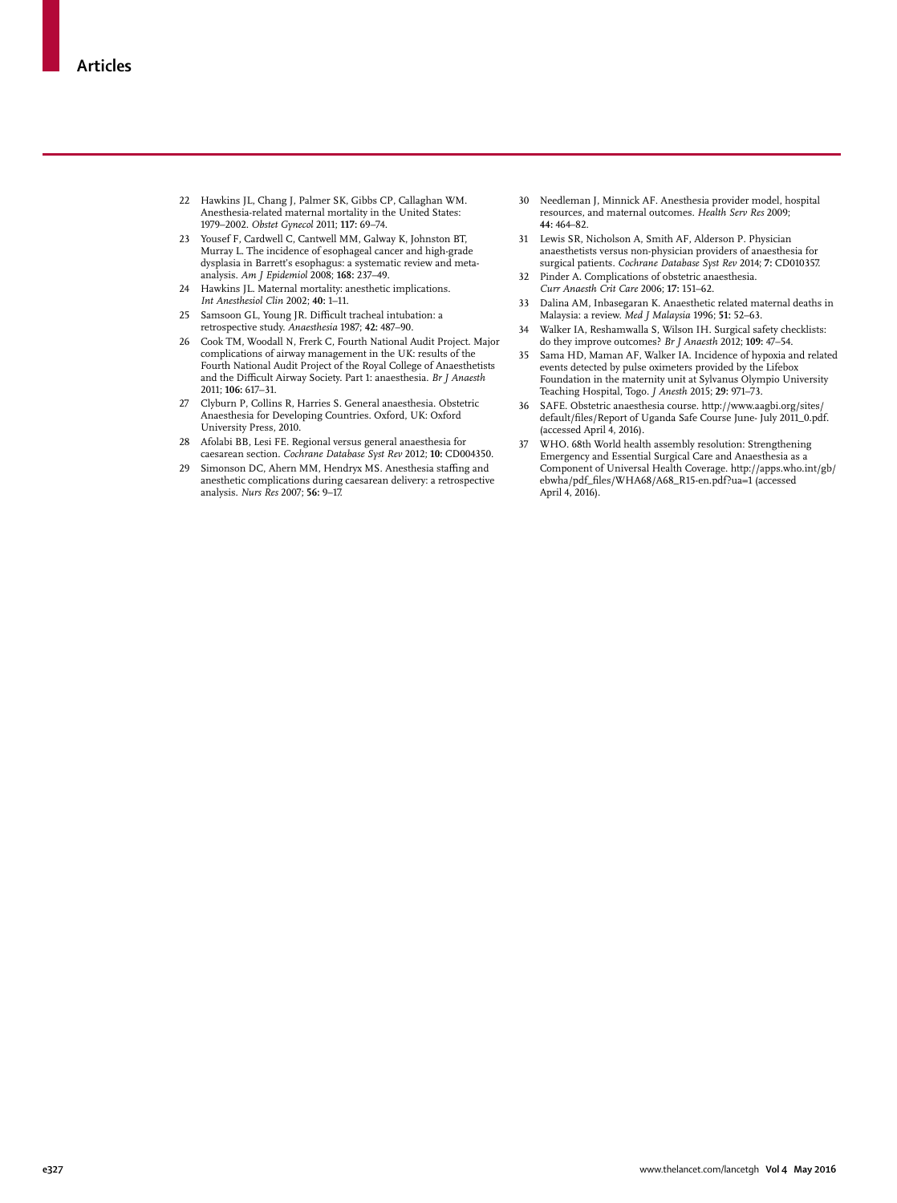22 Hawkins JL, Chang J, Palmer SK, Gibbs CP, Callaghan WM. Anesthesia-related maternal mortality in the United States: 1979–2002. *Obstet Gynecol* 2011; **117:** 69–74.

23 Yousef F, Cardwell C, Cantwell MM, Galway K, Johnston BT, Murray L. The incidence of esophageal cancer and high-grade dysplasia in Barrett's esophagus: a systematic review and meta-analysis. *Am J Epidemiol* 2008; **168:** 237–49.

24 Hawkins JL. Maternal mortality: anesthetic implications. *Int Anesthesiol Clin* 2002; **40:** 1–11.

25 Samsoon GL, Young JR. Difficult tracheal intubation: a retrospective study. *Anaesthesia* 1987; **42:** 487–90.

26 Cook TM, Woodall N, Frerk C, Fourth National Audit Project. Major complications of airway management in the UK: results of the Fourth National Audit Project of the Royal College of Anaesthetists and the Difficult Airway Society. Part 1: anaesthesia. *Br J Anaesth* 2011; **106:** 617–31.

27 Clyburn P, Collins R, Harries S. General anaesthesia. Obstetric Anaesthesia for Developing Countries. Oxford, UK: Oxford University Press, 2010.

28 Afolabi BB, Lesi FE. Regional versus general anaesthesia for caesarean section. *Cochrane Database Syst Rev* 2012; **10:** CD004350.

29 Simonson DC, Ahern MM, Hendryx MS. Anesthesia staffing and anesthetic complications during caesarean delivery: a retrospective analysis. *Nurs Res* 2007; **56:** 9–17.

30 Needleman J, Minnick AF. Anesthesia provider model, hospital resources, and maternal outcomes. *Health Serv Res* 2009; **44:** 464–82.

31 Lewis SR, Nicholson A, Smith AF, Alderson P. Physician anaesthetists versus non-physician providers of anaesthesia for surgical patients. *Cochrane Database Syst Rev* 2014; **7:** CD010357.

32 Pinder A. Complications of obstetric anaesthesia. *Curr Anaesth Crit Care* 2006; **17:** 151–62.

33 Dalina AM, Inbasegaran K. Anaesthetic related maternal deaths in Malaysia: a review. *Med J Malaysia* 1996; **51:** 52–63.

34 Walker IA, Reshamwalla S, Wilson IH. Surgical safety checklists: do they improve outcomes? *Br J Anaesth* 2012; **109:** 47–54.

35 Sama HD, Maman AF, Walker IA. Incidence of hypoxia and related events detected by pulse oximeters provided by the Lifebox Foundation in the maternity unit at Sylvanus Olympio University Teaching Hospital, Togo. *J Anesth* 2015; **29:** 971–73.

36 SAFE. Obstetric anaesthesia course. http://www.aagbi.org/sites/default/files/Report of Uganda Safe Course June- July 2011_0.pdf. (accessed April 4, 2016).

37 WHO. 68th World health assembly resolution: Strengthening Emergency and Essential Surgical Care and Anaesthesia as a Component of Universal Health Coverage. http://apps.who.int/gb/ebwha/pdf_files/WHA68/A68_R15-en.pdf?ua=1 (accessed April 4, 2016).